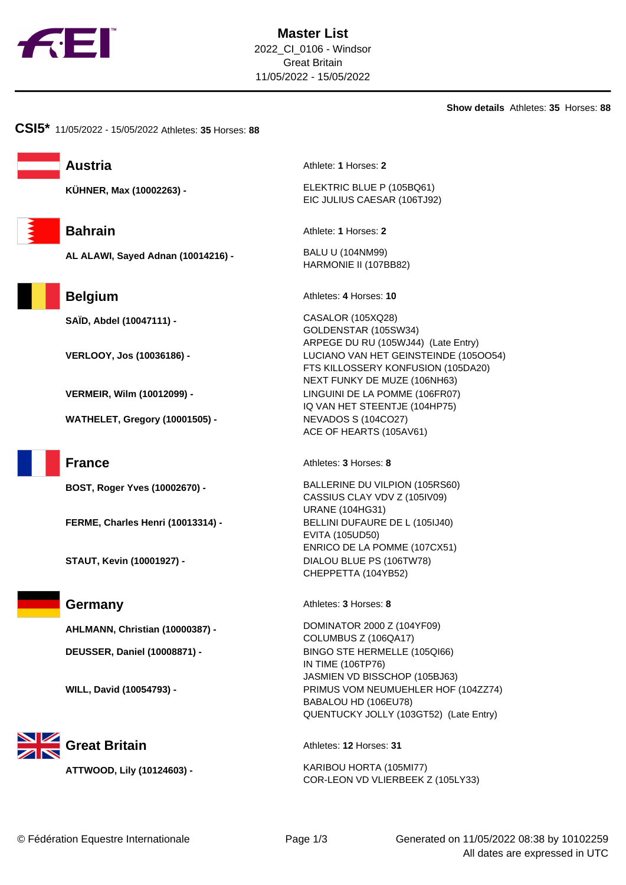# Master List

2022_CI_0106 - Windsor
Great Britain
11/05/2022 - 15/05/2022

**Show details** Athletes: **35** Horses: **88**

## CSI5* 11/05/2022 - 15/05/2022 Athletes: **35** Horses: **88**

### Austria

Athlete: **1** Horses: **2**

**KÜHNER, Max (10002263) -**
- ELEKTRIC BLUE P (105BQ61)
- EIC JULIUS CAESAR (106TJ92)

### Bahrain

Athlete: **1** Horses: **2**

**AL ALAWI, Sayed Adnan (10014216) -**
- BALU U (104NM99)
- HARMONIE II (107BB82)

### Belgium

Athletes: **4** Horses: **10**

**SAÏD, Abdel (10047111) -**
- CASALOR (105XQ28)
- GOLDENSTAR (105SW34)
- ARPEGE DU RU (105WJ44) (Late Entry)

**VERLOOY, Jos (10036186) -**
- LUCIANO VAN HET GEINSTEINDE (105OO54)
- FTS KILLOSSERY KONFUSION (105DA20)
- NEXT FUNKY DE MUZE (106NH63)

**VERMEIR, Wilm (10012099) -**
- LINGUINI DE LA POMME (106FR07)
- IQ VAN HET STEENTJE (104HP75)

**WATHELET, Gregory (10001505) -**
- NEVADOS S (104CO27)
- ACE OF HEARTS (105AV61)

### France

Athletes: **3** Horses: **8**

**BOST, Roger Yves (10002670) -**
- BALLERINE DU VILPION (105RS60)
- CASSIUS CLAY VDV Z (105IV09)
- URANE (104HG31)

**FERME, Charles Henri (10013314) -**
- BELLINI DUFAURE DE L (105IJ40)
- EVITA (105UD50)
- ENRICO DE LA POMME (107CX51)

**STAUT, Kevin (10001927) -**
- DIALOU BLUE PS (106TW78)
- CHEPPETTA (104YB52)

### Germany

Athletes: **3** Horses: **8**

**AHLMANN, Christian (10000387) -**
- DOMINATOR 2000 Z (104YF09)
- COLUMBUS Z (106QA17)

**DEUSSER, Daniel (10008871) -**
- BINGO STE HERMELLE (105QI66)
- IN TIME (106TP76)
- JASMIEN VD BISSCHOP (105BJ63)

**WILL, David (10054793) -**
- PRIMUS VOM NEUMUEHLER HOF (104ZZ74)
- BABALOU HD (106EU78)
- QUENTUCKY JOLLY (103GT52) (Late Entry)

### Great Britain

Athletes: **12** Horses: **31**

**ATTWOOD, Lily (10124603) -**
- KARIBOU HORTA (105MI77)
- COR-LEON VD VLIERBEEK Z (105LY33)

© Fédération Equestre Internationale

Generated on 11/05/2022 08:38 by 10102259
All dates are expressed in UTC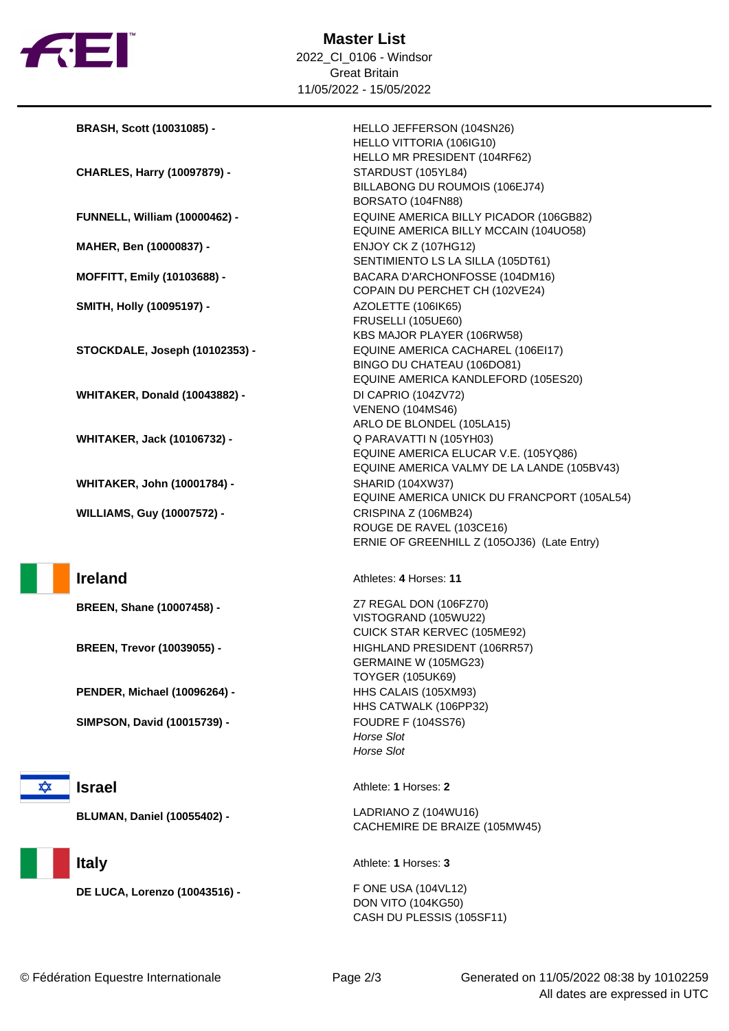**Master List**
2022_CI_0106 - Windsor
Great Britain
11/05/2022 - 15/05/2022

| Athlete | Horses |
|---|---|
| **BRASH, Scott (10031085) -** | HELLO JEFFERSON (104SN26)<br>HELLO VITTORIA (106IG10)<br>HELLO MR PRESIDENT (104RF62) |
| **CHARLES, Harry (10097879) -** | STARDUST (105YL84)<br>BILLABONG DU ROUMOIS (106EJ74)<br>BORSATO (104FN88) |
| **FUNNELL, William (10000462) -** | EQUINE AMERICA BILLY PICADOR (106GB82)<br>EQUINE AMERICA BILLY MCCAIN (104UO58) |
| **MAHER, Ben (10000837) -** | ENJOY CK Z (107HG12)<br>SENTIMIENTO LS LA SILLA (105DT61) |
| **MOFFITT, Emily (10103688) -** | BACARA D'ARCHONFOSSE (104DM16)<br>COPAIN DU PERCHET CH (102VE24) |
| **SMITH, Holly (10095197) -** | AZOLETTE (106IK65)<br>FRUSELLI (105UE60)<br>KBS MAJOR PLAYER (106RW58) |
| **STOCKDALE, Joseph (10102353) -** | EQUINE AMERICA CACHAREL (106EI17)<br>BINGO DU CHATEAU (106DO81)<br>EQUINE AMERICA KANDLEFORD (105ES20) |
| **WHITAKER, Donald (10043882) -** | DI CAPRIO (104ZV72)<br>VENENO (104MS46)<br>ARLO DE BLONDEL (105LA15) |
| **WHITAKER, Jack (10106732) -** | Q PARAVATTI N (105YH03)<br>EQUINE AMERICA ELUCAR V.E. (105YQ86)<br>EQUINE AMERICA VALMY DE LA LANDE (105BV43) |
| **WHITAKER, John (10001784) -** | SHARID (104XW37)<br>EQUINE AMERICA UNICK DU FRANCPORT (105AL54) |
| **WILLIAMS, Guy (10007572) -** | CRISPINA Z (106MB24)<br>ROUGE DE RAVEL (103CE16)<br>ERNIE OF GREENHILL Z (105OJ36) (Late Entry) |

## Ireland

Athletes: **4** Horses: **11**

| Athlete | Horses |
|---|---|
| **BREEN, Shane (10007458) -** | Z7 REGAL DON (106FZ70)<br>VISTOGRAND (105WU22)<br>CUICK STAR KERVEC (105ME92) |
| **BREEN, Trevor (10039055) -** | HIGHLAND PRESIDENT (106RR57)<br>GERMAINE W (105MG23)<br>TOYGER (105UK69) |
| **PENDER, Michael (10096264) -** | HHS CALAIS (105XM93)<br>HHS CATWALK (106PP32) |
| **SIMPSON, David (10015739) -** | FOUDRE F (104SS76)<br>*Horse Slot*<br>*Horse Slot* |

## Israel

Athlete: **1** Horses: **2**

| Athlete | Horses |
|---|---|
| **BLUMAN, Daniel (10055402) -** | LADRIANO Z (104WU16)<br>CACHEMIRE DE BRAIZE (105MW45) |

## Italy

Athlete: **1** Horses: **3**

| Athlete | Horses |
|---|---|
| **DE LUCA, Lorenzo (10043516) -** | F ONE USA (104VL12)<br>DON VITO (104KG50)<br>CASH DU PLESSIS (105SF11) |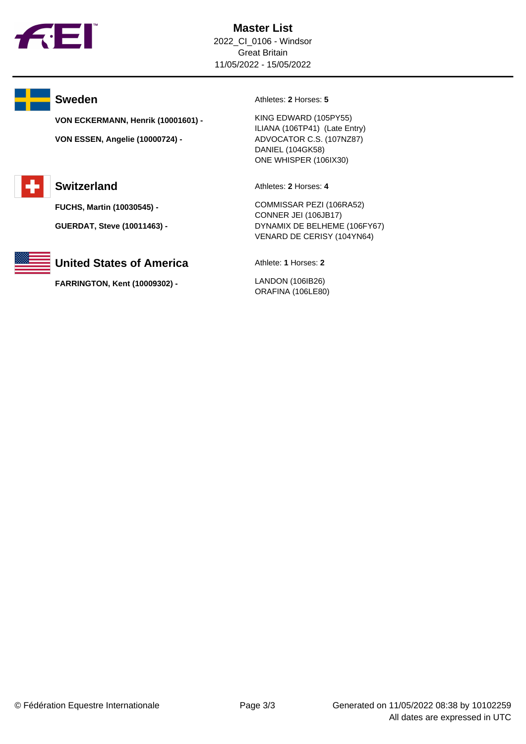**Master List**

2022_CI_0106 - Windsor
Great Britain
11/05/2022 - 15/05/2022

## Sweden

Athletes: **2** Horses: **5**

**VON ECKERMANN, Henrik (10001601) -**

KING EDWARD (105PY55)
ILIANA (106TP41) (Late Entry)

**VON ESSEN, Angelie (10000724) -**

ADVOCATOR C.S. (107NZ87)
DANIEL (104GK58)
ONE WHISPER (106IX30)

## Switzerland

Athletes: **2** Horses: **4**

**FUCHS, Martin (10030545) -**

COMMISSAR PEZI (106RA52)
CONNER JEI (106JB17)

**GUERDAT, Steve (10011463) -**

DYNAMIX DE BELHEME (106FY67)
VENARD DE CERISY (104YN64)

## United States of America

Athlete: **1** Horses: **2**

**FARRINGTON, Kent (10009302) -**

LANDON (106IB26)
ORAFINA (106LE80)

© Fédération Equestre Internationale

Generated on 11/05/2022 08:38 by 10102259
All dates are expressed in UTC